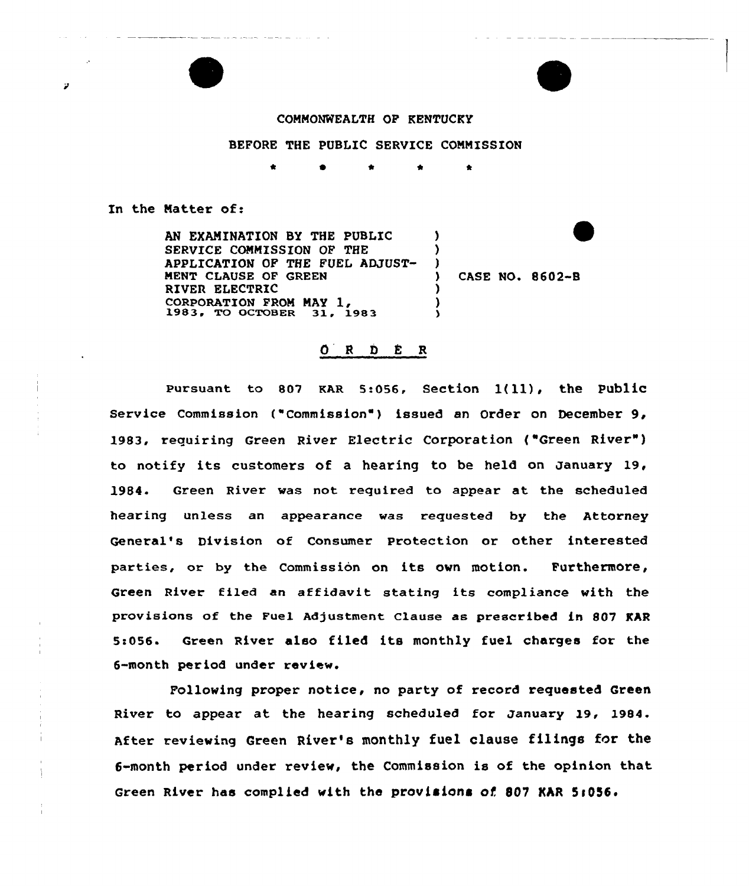COMMONWEALTH OF KENTUCKY

BEFORE THE PUBLIC SERVICE COMMISSION

\* \* \* \* \*

In the Matter of:

| | | |
|---|---|---|
| AN EXAMINATION BY THE PUBLIC SERVICE COMMISSION OF THE APPLICATION OF THE FUEL ADJUSTMENT CLAUSE OF GREEN RIVER ELECTRIC CORPORATION FROM MAY 1, 1983, TO OCTOBER 31, 1983 | ) | CASE NO. 8602-B |

## O R D E R

Pursuant to 807 KAR 5:056, Section 1(11), the Public Service Commission ("Commission") issued an Order on December 9, 1983, requiring Green River Electric Corporation ("Green River") to notify its customers of a hearing to be held on January 19, 1984. Green River was not required to appear at the scheduled hearing unless an appearance was requested by the Attorney General's Division of Consumer Protection or other interested parties, or by the Commission on its own motion. Furthermore, Green River filed an affidavit stating its compliance with the provisions of the Fuel Adjustment Clause as prescribed in 807 KAR 5:056. Green River also filed its monthly fuel charges for the 6-month period under review.

Following proper notice, no party of record requested Green River to appear at the hearing scheduled for January 19, 1984. After reviewing Green River's monthly fuel clause filings for the 6-month period under review, the Commission is of the opinion that Green River has complied with the provisions of 807 KAR 5:056.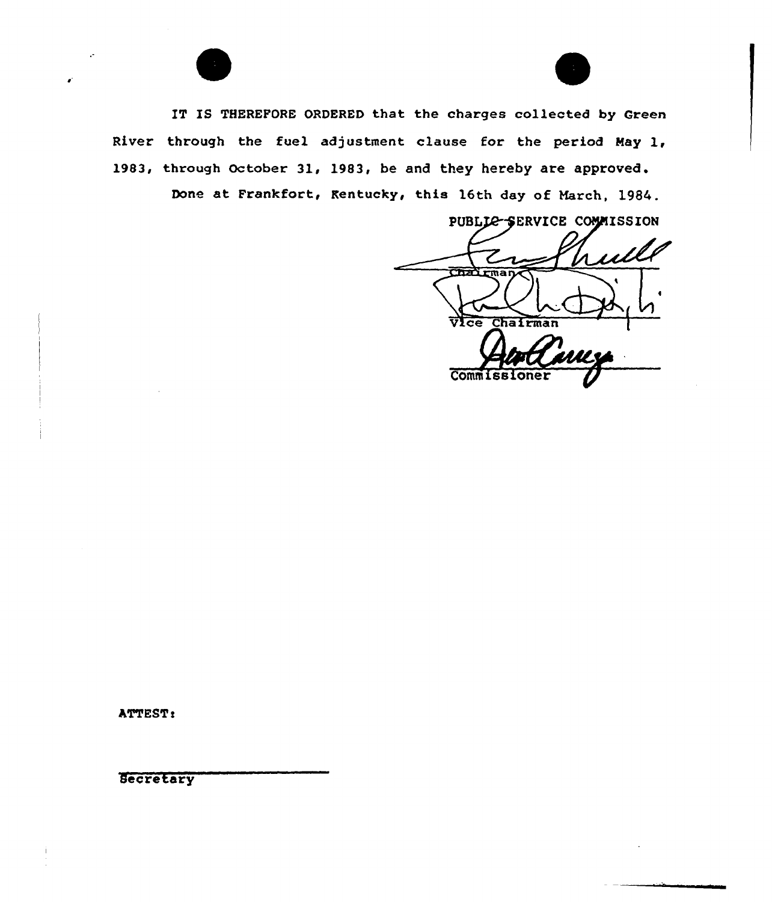IT IS THEREFORE ORDERED that the charges collected by Green River through the fuel adjustment clause for the period May 1, 1983, through October 31, 1983, be and they hereby are approved.

Done at Frankfort, Kentucky, this 16th day of March, 1984.

PUBLIC SERVICE COMMISSION

Chairman

Vice Chairman

Commissioner

ATTEST:

Secretary